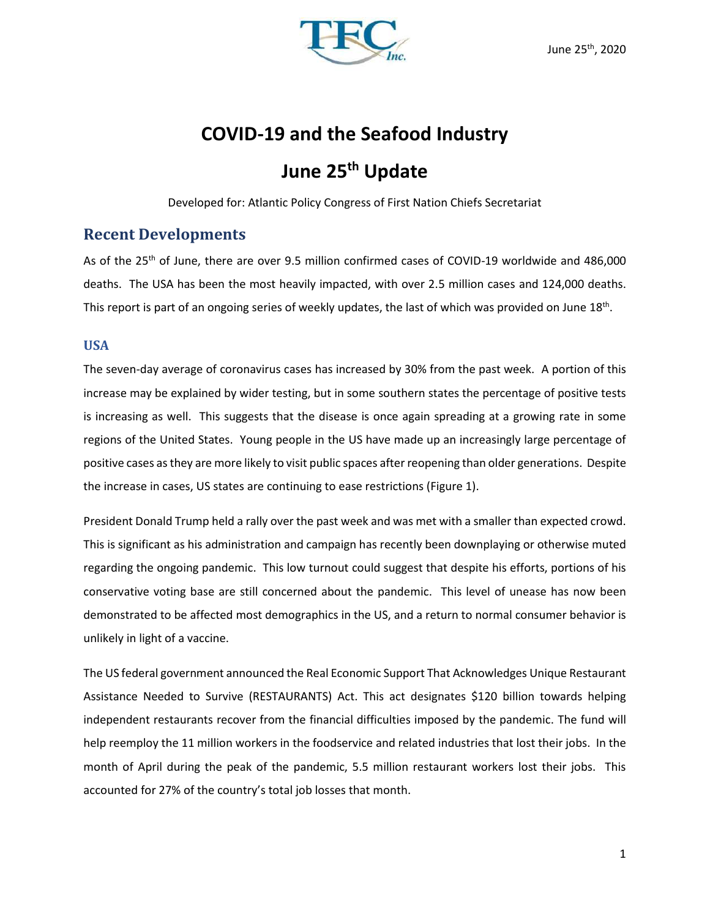June 25th, 2020

# COVID-19 and the Seafood Industry

# June 25th Update

Developed for: Atlantic Policy Congress of First Nation Chiefs Secretariat

## Recent Developments

As of the 25th of June, there are over 9.5 million confirmed cases of COVID-19 worldwide and 486,000 deaths. The USA has been the most heavily impacted, with over 2.5 million cases and 124,000 deaths. This report is part of an ongoing series of weekly updates, the last of which was provided on June 18th.

### USA

The seven-day average of coronavirus cases has increased by 30% from the past week. A portion of this increase may be explained by wider testing, but in some southern states the percentage of positive tests is increasing as well. This suggests that the disease is once again spreading at a growing rate in some regions of the United States. Young people in the US have made up an increasingly large percentage of positive cases as they are more likely to visit public spaces after reopening than older generations. Despite the increase in cases, US states are continuing to ease restrictions (Figure 1).

President Donald Trump held a rally over the past week and was met with a smaller than expected crowd. This is significant as his administration and campaign has recently been downplaying or otherwise muted regarding the ongoing pandemic. This low turnout could suggest that despite his efforts, portions of his conservative voting base are still concerned about the pandemic. This level of unease has now been demonstrated to be affected most demographics in the US, and a return to normal consumer behavior is unlikely in light of a vaccine.

The US federal government announced the Real Economic Support That Acknowledges Unique Restaurant Assistance Needed to Survive (RESTAURANTS) Act. This act designates $120 billion towards helping independent restaurants recover from the financial difficulties imposed by the pandemic. The fund will help reemploy the 11 million workers in the foodservice and related industries that lost their jobs. In the month of April during the peak of the pandemic, 5.5 million restaurant workers lost their jobs. This accounted for 27% of the country's total job losses that month.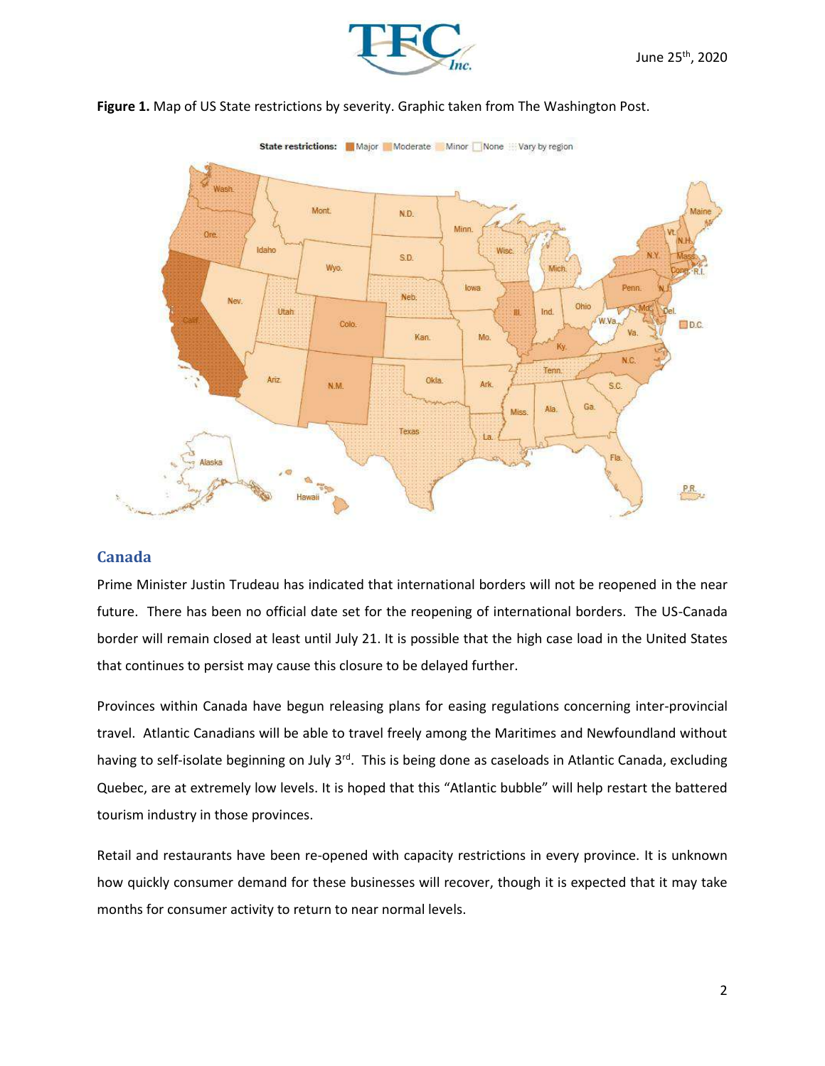**Figure 1.** Map of US State restrictions by severity. Graphic taken from The Washington Post.

## Canada

Prime Minister Justin Trudeau has indicated that international borders will not be reopened in the near future. There has been no official date set for the reopening of international borders. The US-Canada border will remain closed at least until July 21. It is possible that the high case load in the United States that continues to persist may cause this closure to be delayed further.

Provinces within Canada have begun releasing plans for easing regulations concerning inter-provincial travel. Atlantic Canadians will be able to travel freely among the Maritimes and Newfoundland without having to self-isolate beginning on July 3rd. This is being done as caseloads in Atlantic Canada, excluding Quebec, are at extremely low levels. It is hoped that this "Atlantic bubble" will help restart the battered tourism industry in those provinces.

Retail and restaurants have been re-opened with capacity restrictions in every province. It is unknown how quickly consumer demand for these businesses will recover, though it is expected that it may take months for consumer activity to return to near normal levels.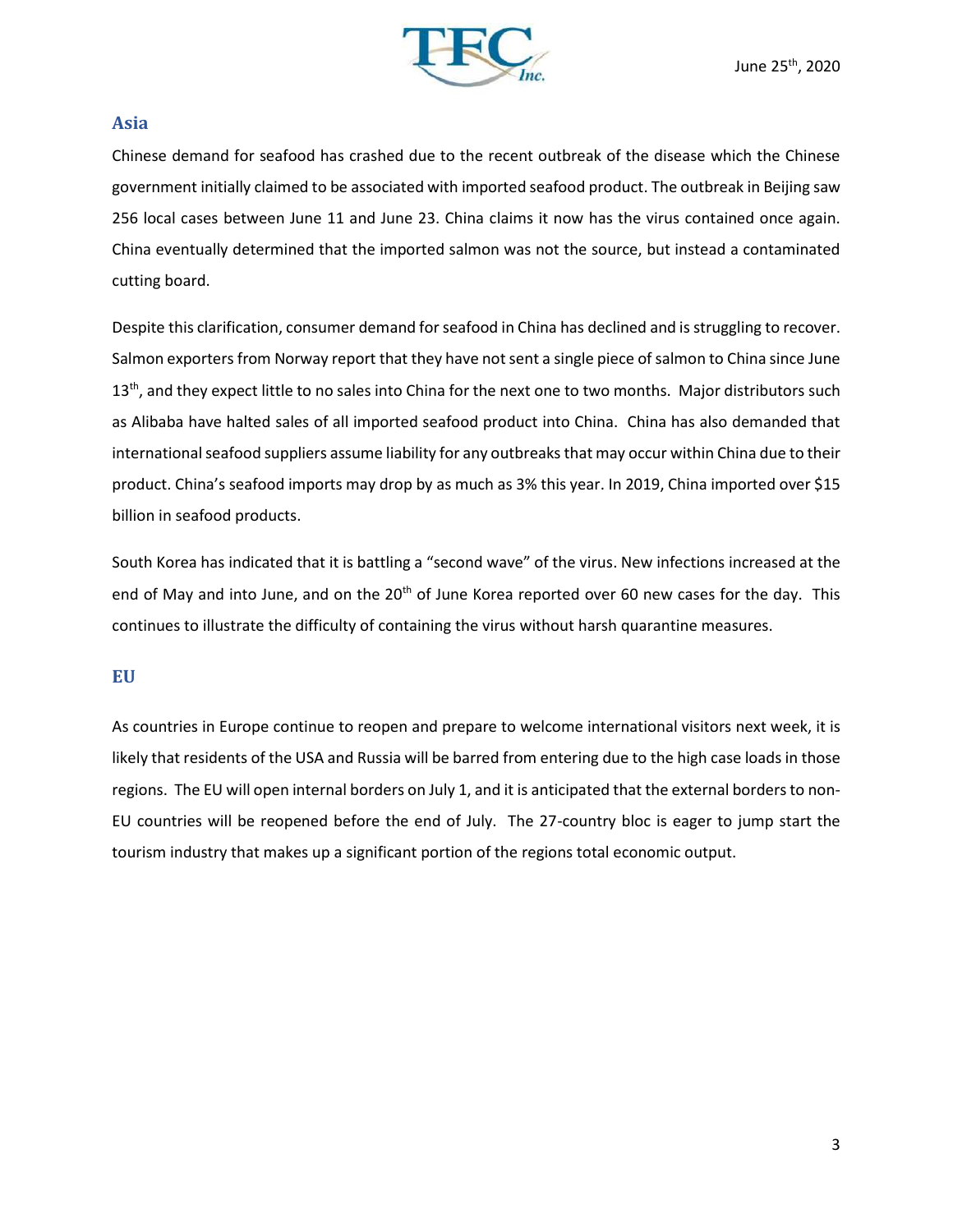## Asia

Chinese demand for seafood has crashed due to the recent outbreak of the disease which the Chinese government initially claimed to be associated with imported seafood product. The outbreak in Beijing saw 256 local cases between June 11 and June 23. China claims it now has the virus contained once again. China eventually determined that the imported salmon was not the source, but instead a contaminated cutting board.

Despite this clarification, consumer demand for seafood in China has declined and is struggling to recover. Salmon exporters from Norway report that they have not sent a single piece of salmon to China since June 13th, and they expect little to no sales into China for the next one to two months. Major distributors such as Alibaba have halted sales of all imported seafood product into China. China has also demanded that international seafood suppliers assume liability for any outbreaks that may occur within China due to their product. China's seafood imports may drop by as much as 3% this year. In 2019, China imported over $15 billion in seafood products.

South Korea has indicated that it is battling a "second wave" of the virus. New infections increased at the end of May and into June, and on the 20th of June Korea reported over 60 new cases for the day. This continues to illustrate the difficulty of containing the virus without harsh quarantine measures.

## EU

As countries in Europe continue to reopen and prepare to welcome international visitors next week, it is likely that residents of the USA and Russia will be barred from entering due to the high case loads in those regions. The EU will open internal borders on July 1, and it is anticipated that the external borders to non-EU countries will be reopened before the end of July. The 27-country bloc is eager to jump start the tourism industry that makes up a significant portion of the regions total economic output.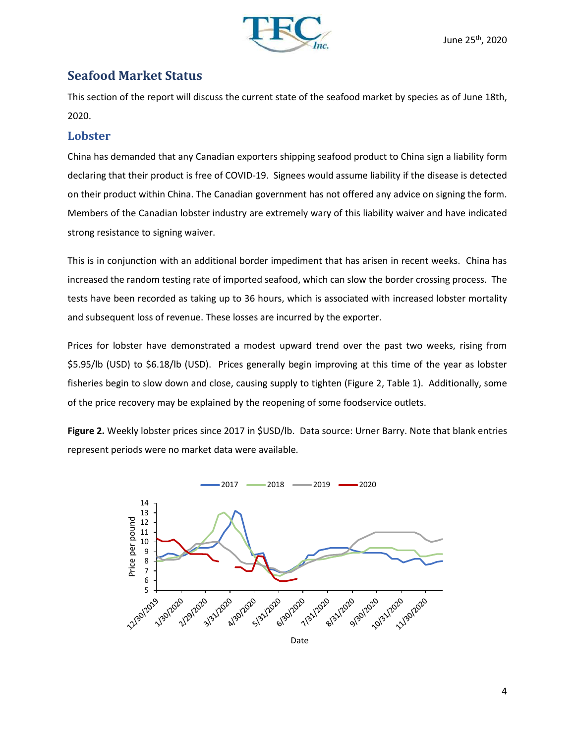## Seafood Market Status

This section of the report will discuss the current state of the seafood market by species as of June 18th, 2020.

### Lobster

China has demanded that any Canadian exporters shipping seafood product to China sign a liability form declaring that their product is free of COVID-19. Signees would assume liability if the disease is detected on their product within China. The Canadian government has not offered any advice on signing the form. Members of the Canadian lobster industry are extremely wary of this liability waiver and have indicated strong resistance to signing waiver.

This is in conjunction with an additional border impediment that has arisen in recent weeks. China has increased the random testing rate of imported seafood, which can slow the border crossing process. The tests have been recorded as taking up to 36 hours, which is associated with increased lobster mortality and subsequent loss of revenue. These losses are incurred by the exporter.

Prices for lobster have demonstrated a modest upward trend over the past two weeks, rising from $5.95/lb (USD) to $6.18/lb (USD). Prices generally begin improving at this time of the year as lobster fisheries begin to slow down and close, causing supply to tighten (Figure 2, Table 1). Additionally, some of the price recovery may be explained by the reopening of some foodservice outlets.

**Figure 2.** Weekly lobster prices since 2017 in $USD/lb. Data source: Urner Barry. Note that blank entries represent periods were no market data were available.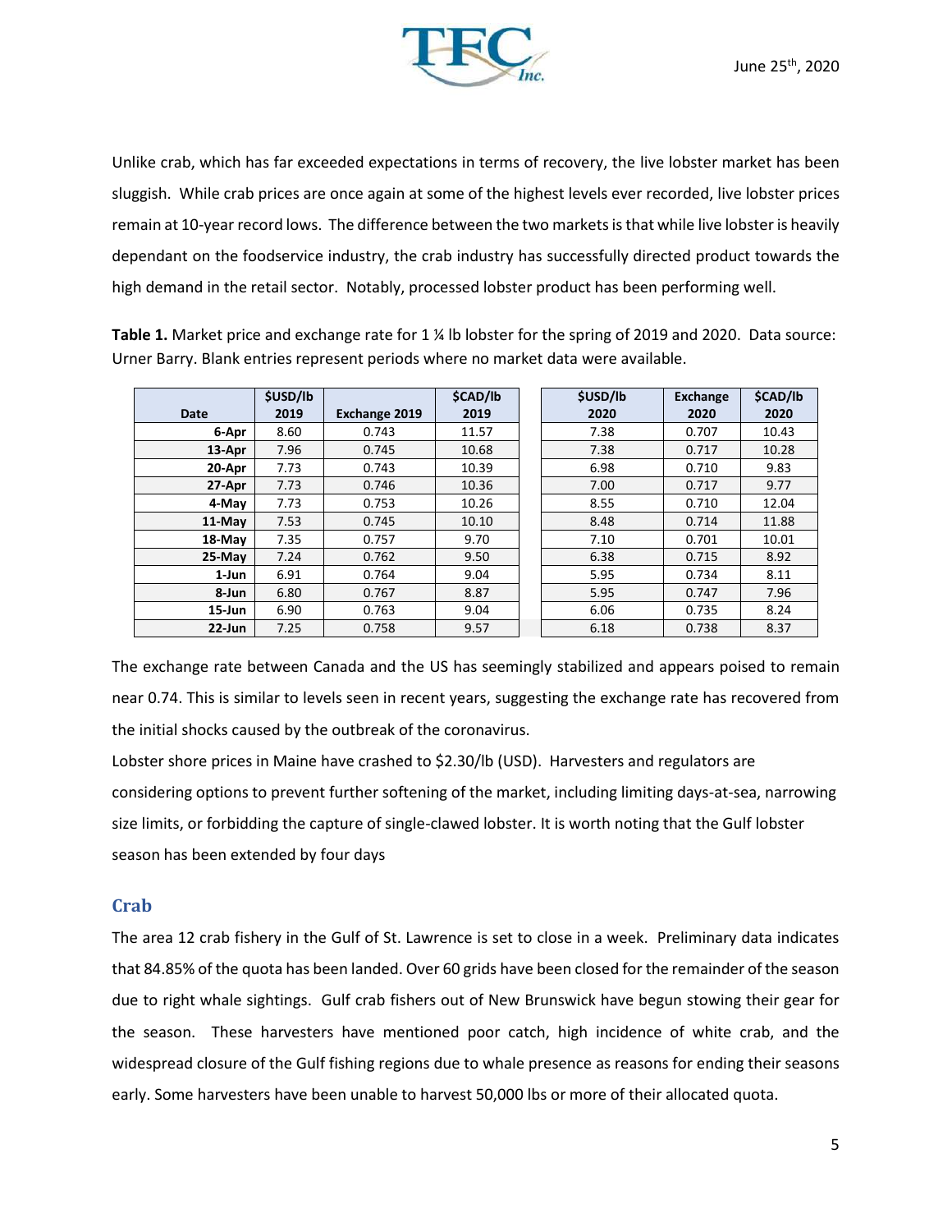Unlike crab, which has far exceeded expectations in terms of recovery, the live lobster market has been sluggish. While crab prices are once again at some of the highest levels ever recorded, live lobster prices remain at 10-year record lows. The difference between the two markets is that while live lobster is heavily dependant on the foodservice industry, the crab industry has successfully directed product towards the high demand in the retail sector. Notably, processed lobster product has been performing well.

**Table 1.** Market price and exchange rate for 1 ¼ lb lobster for the spring of 2019 and 2020. Data source: Urner Barry. Blank entries represent periods where no market data were available.

| Date | $USD/lb 2019 | Exchange 2019 | $CAD/lb 2019 | $USD/lb 2020 | Exchange 2020 | $CAD/lb 2020 |
|---|---|---|---|---|---|---|
| 6-Apr | 8.60 | 0.743 | 11.57 | 7.38 | 0.707 | 10.43 |
| 13-Apr | 7.96 | 0.745 | 10.68 | 7.38 | 0.717 | 10.28 |
| 20-Apr | 7.73 | 0.743 | 10.39 | 6.98 | 0.710 | 9.83 |
| 27-Apr | 7.73 | 0.746 | 10.36 | 7.00 | 0.717 | 9.77 |
| 4-May | 7.73 | 0.753 | 10.26 | 8.55 | 0.710 | 12.04 |
| 11-May | 7.53 | 0.745 | 10.10 | 8.48 | 0.714 | 11.88 |
| 18-May | 7.35 | 0.757 | 9.70 | 7.10 | 0.701 | 10.01 |
| 25-May | 7.24 | 0.762 | 9.50 | 6.38 | 0.715 | 8.92 |
| 1-Jun | 6.91 | 0.764 | 9.04 | 5.95 | 0.734 | 8.11 |
| 8-Jun | 6.80 | 0.767 | 8.87 | 5.95 | 0.747 | 7.96 |
| 15-Jun | 6.90 | 0.763 | 9.04 | 6.06 | 0.735 | 8.24 |
| 22-Jun | 7.25 | 0.758 | 9.57 | 6.18 | 0.738 | 8.37 |

The exchange rate between Canada and the US has seemingly stabilized and appears poised to remain near 0.74. This is similar to levels seen in recent years, suggesting the exchange rate has recovered from the initial shocks caused by the outbreak of the coronavirus.

Lobster shore prices in Maine have crashed to $2.30/lb (USD). Harvesters and regulators are considering options to prevent further softening of the market, including limiting days-at-sea, narrowing size limits, or forbidding the capture of single-clawed lobster. It is worth noting that the Gulf lobster season has been extended by four days

## Crab

The area 12 crab fishery in the Gulf of St. Lawrence is set to close in a week. Preliminary data indicates that 84.85% of the quota has been landed. Over 60 grids have been closed for the remainder of the season due to right whale sightings. Gulf crab fishers out of New Brunswick have begun stowing their gear for the season. These harvesters have mentioned poor catch, high incidence of white crab, and the widespread closure of the Gulf fishing regions due to whale presence as reasons for ending their seasons early. Some harvesters have been unable to harvest 50,000 lbs or more of their allocated quota.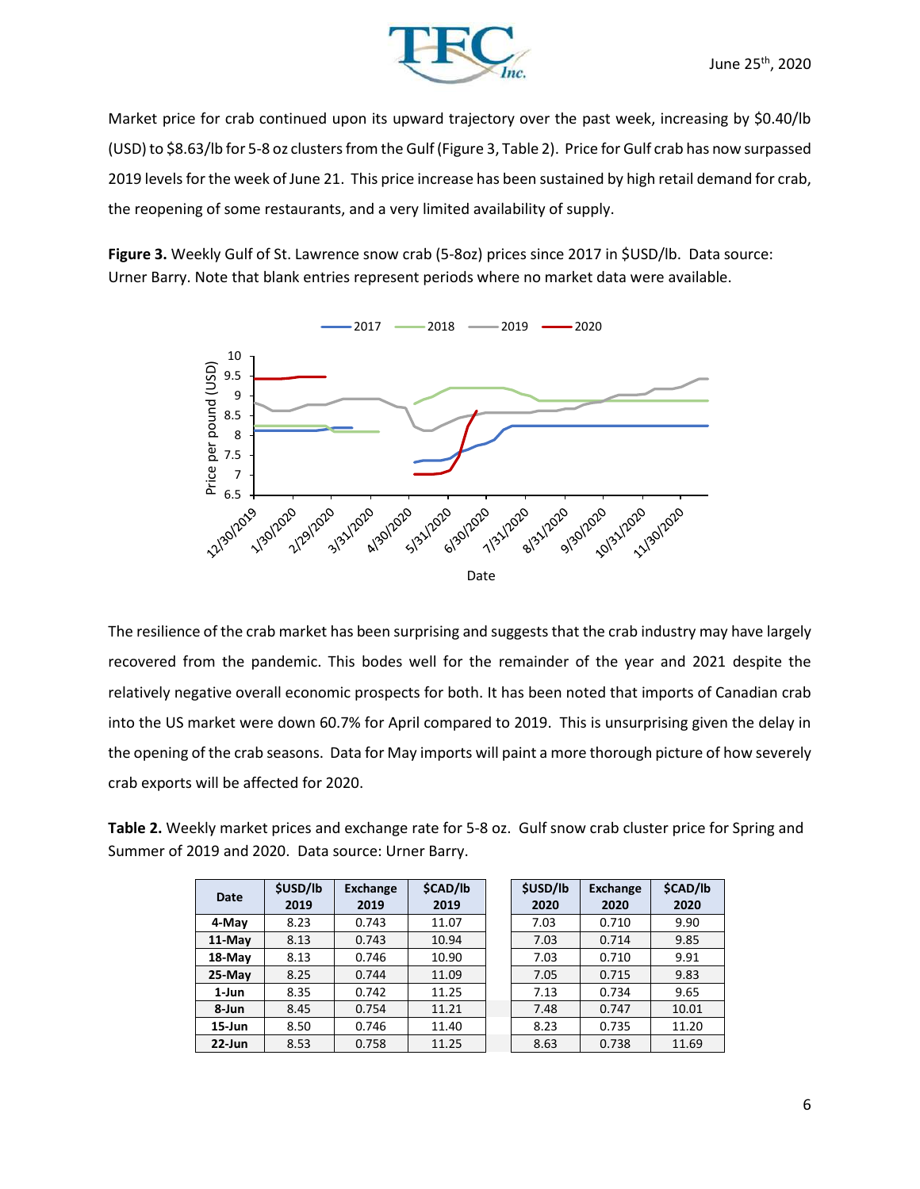Market price for crab continued upon its upward trajectory over the past week, increasing by $0.40/lb (USD) to $8.63/lb for 5-8 oz clusters from the Gulf (Figure 3, Table 2). Price for Gulf crab has now surpassed 2019 levels for the week of June 21. This price increase has been sustained by high retail demand for crab, the reopening of some restaurants, and a very limited availability of supply.

**Figure 3.** Weekly Gulf of St. Lawrence snow crab (5-8oz) prices since 2017 in $USD/lb. Data source: Urner Barry. Note that blank entries represent periods where no market data were available.

The resilience of the crab market has been surprising and suggests that the crab industry may have largely recovered from the pandemic. This bodes well for the remainder of the year and 2021 despite the relatively negative overall economic prospects for both. It has been noted that imports of Canadian crab into the US market were down 60.7% for April compared to 2019. This is unsurprising given the delay in the opening of the crab seasons. Data for May imports will paint a more thorough picture of how severely crab exports will be affected for 2020.

**Table 2.** Weekly market prices and exchange rate for 5-8 oz. Gulf snow crab cluster price for Spring and Summer of 2019 and 2020. Data source: Urner Barry.

| Date | $USD/lb 2019 | Exchange 2019 | $CAD/lb 2019 | $USD/lb 2020 | Exchange 2020 | $CAD/lb 2020 |
|---|---|---|---|---|---|---|
| 4-May | 8.23 | 0.743 | 11.07 | 7.03 | 0.710 | 9.90 |
| 11-May | 8.13 | 0.743 | 10.94 | 7.03 | 0.714 | 9.85 |
| 18-May | 8.13 | 0.746 | 10.90 | 7.03 | 0.710 | 9.91 |
| 25-May | 8.25 | 0.744 | 11.09 | 7.05 | 0.715 | 9.83 |
| 1-Jun | 8.35 | 0.742 | 11.25 | 7.13 | 0.734 | 9.65 |
| 8-Jun | 8.45 | 0.754 | 11.21 | 7.48 | 0.747 | 10.01 |
| 15-Jun | 8.50 | 0.746 | 11.40 | 8.23 | 0.735 | 11.20 |
| 22-Jun | 8.53 | 0.758 | 11.25 | 8.63 | 0.738 | 11.69 |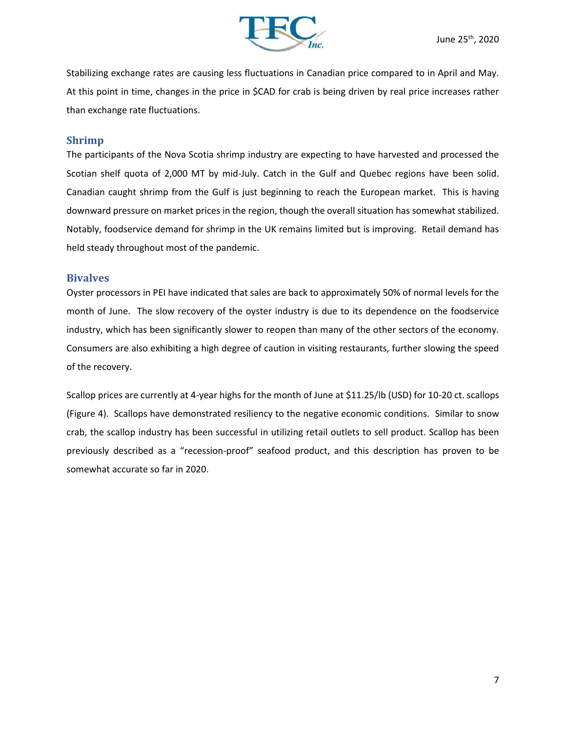Stabilizing exchange rates are causing less fluctuations in Canadian price compared to in April and May. At this point in time, changes in the price in $CAD for crab is being driven by real price increases rather than exchange rate fluctuations.

## Shrimp

The participants of the Nova Scotia shrimp industry are expecting to have harvested and processed the Scotian shelf quota of 2,000 MT by mid-July. Catch in the Gulf and Quebec regions have been solid. Canadian caught shrimp from the Gulf is just beginning to reach the European market. This is having downward pressure on market prices in the region, though the overall situation has somewhat stabilized. Notably, foodservice demand for shrimp in the UK remains limited but is improving. Retail demand has held steady throughout most of the pandemic.

## Bivalves

Oyster processors in PEI have indicated that sales are back to approximately 50% of normal levels for the month of June. The slow recovery of the oyster industry is due to its dependence on the foodservice industry, which has been significantly slower to reopen than many of the other sectors of the economy. Consumers are also exhibiting a high degree of caution in visiting restaurants, further slowing the speed of the recovery.

Scallop prices are currently at 4-year highs for the month of June at $11.25/lb (USD) for 10-20 ct. scallops (Figure 4). Scallops have demonstrated resiliency to the negative economic conditions. Similar to snow crab, the scallop industry has been successful in utilizing retail outlets to sell product. Scallop has been previously described as a "recession-proof" seafood product, and this description has proven to be somewhat accurate so far in 2020.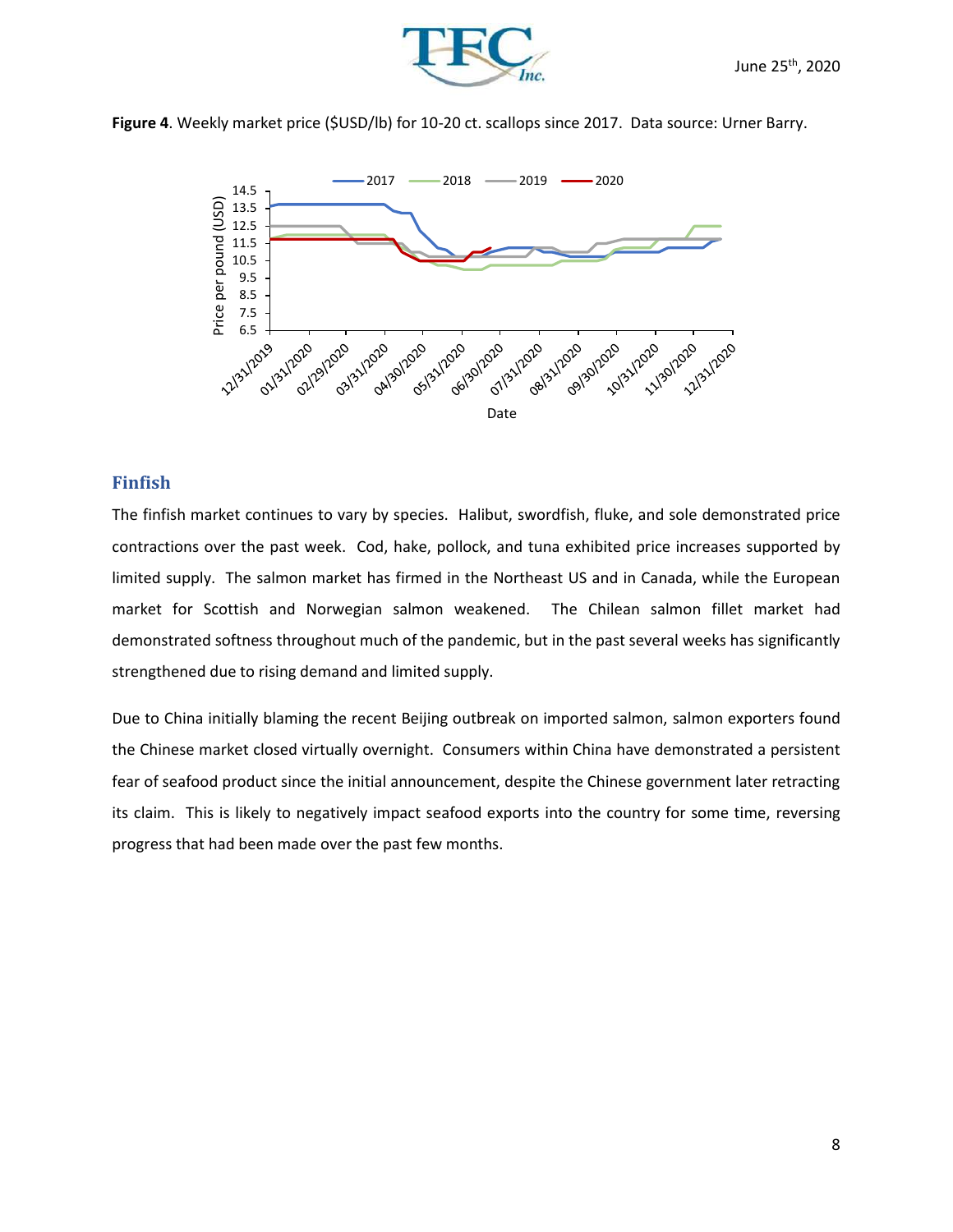**Figure 4**. Weekly market price ($USD/lb) for 10-20 ct. scallops since 2017. Data source: Urner Barry.

## Finfish

The finfish market continues to vary by species. Halibut, swordfish, fluke, and sole demonstrated price contractions over the past week. Cod, hake, pollock, and tuna exhibited price increases supported by limited supply. The salmon market has firmed in the Northeast US and in Canada, while the European market for Scottish and Norwegian salmon weakened. The Chilean salmon fillet market had demonstrated softness throughout much of the pandemic, but in the past several weeks has significantly strengthened due to rising demand and limited supply.

Due to China initially blaming the recent Beijing outbreak on imported salmon, salmon exporters found the Chinese market closed virtually overnight. Consumers within China have demonstrated a persistent fear of seafood product since the initial announcement, despite the Chinese government later retracting its claim. This is likely to negatively impact seafood exports into the country for some time, reversing progress that had been made over the past few months.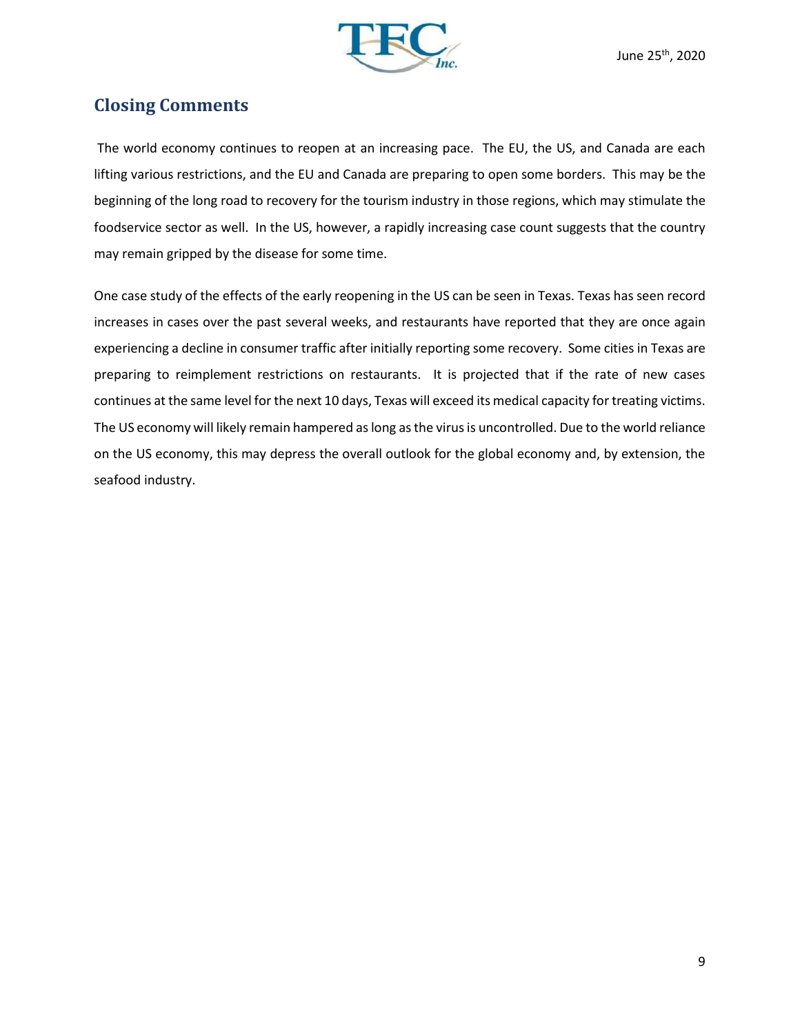## Closing Comments

The world economy continues to reopen at an increasing pace. The EU, the US, and Canada are each lifting various restrictions, and the EU and Canada are preparing to open some borders. This may be the beginning of the long road to recovery for the tourism industry in those regions, which may stimulate the foodservice sector as well. In the US, however, a rapidly increasing case count suggests that the country may remain gripped by the disease for some time.

One case study of the effects of the early reopening in the US can be seen in Texas. Texas has seen record increases in cases over the past several weeks, and restaurants have reported that they are once again experiencing a decline in consumer traffic after initially reporting some recovery. Some cities in Texas are preparing to reimplement restrictions on restaurants. It is projected that if the rate of new cases continues at the same level for the next 10 days, Texas will exceed its medical capacity for treating victims. The US economy will likely remain hampered as long as the virus is uncontrolled. Due to the world reliance on the US economy, this may depress the overall outlook for the global economy and, by extension, the seafood industry.